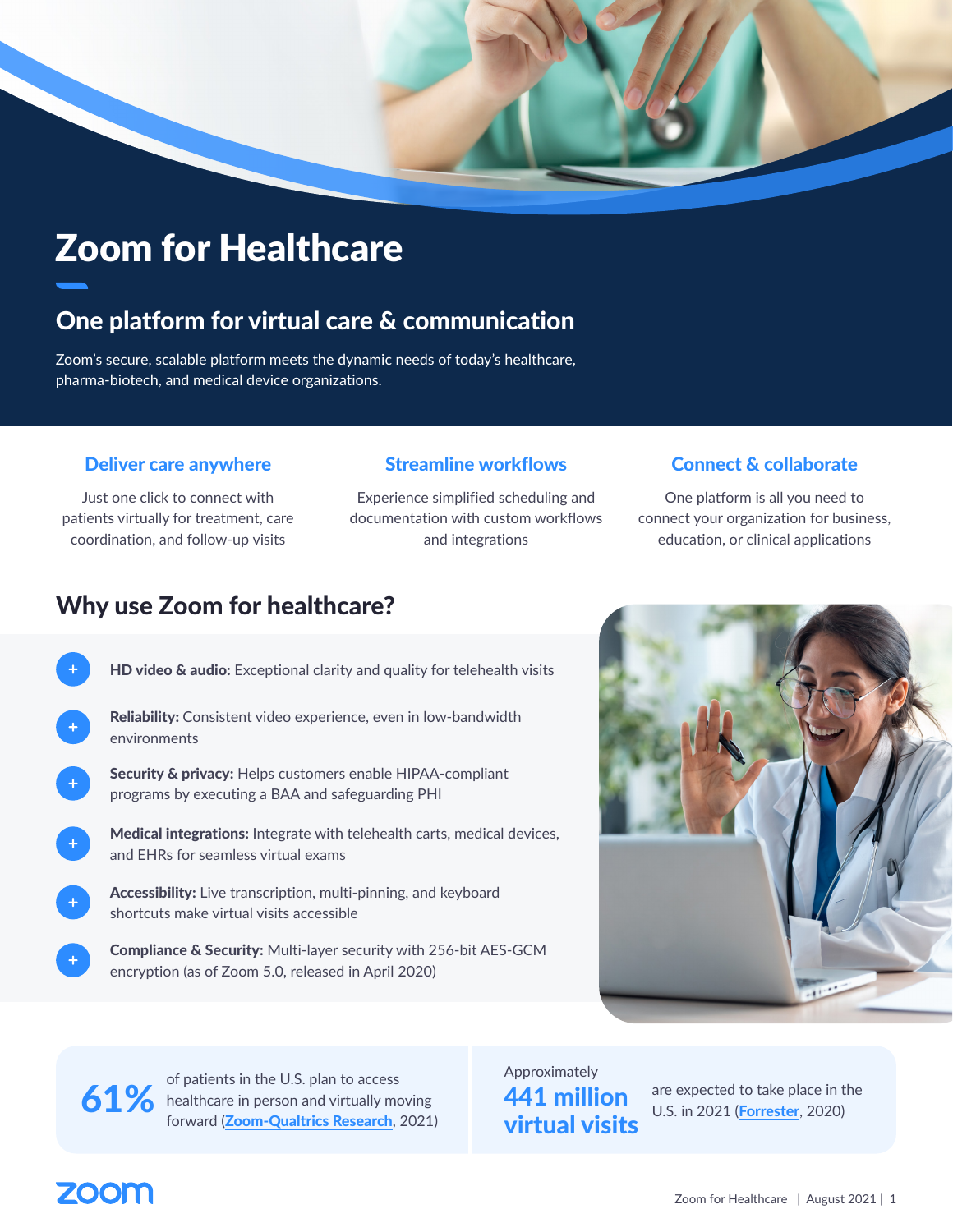# Zoom for Healthcare

## One platform for virtual care & communication

Zoom's secure, scalable platform meets the dynamic needs of today's healthcare, pharma-biotech, and medical device organizations.

### Deliver care anywhere

Just one click to connect with patients virtually for treatment, care coordination, and follow-up visits

### Streamline workflows

Experience simplified scheduling and documentation with custom workflows and integrations

### Connect & collaborate

One platform is all you need to connect your organization for business, education, or clinical applications

## Why use Zoom for healthcare?

- **HD video & audio:** Exceptional clarity and quality for telehealth visits
- **Reliability:** Consistent video experience, even in low-bandwidth environments
- **Security & privacy:** Helps customers enable HIPAA-compliant programs by executing a BAA and safeguarding PHI
- **Medical integrations:** Integrate with telehealth carts, medical devices, and EHRs for seamless virtual exams
- **Accessibility:** Live transcription, multi-pinning, and keyboard shortcuts make virtual visits accessible
- **Compliance & Security:** Multi-layer security with 256-bit AES-GCM encryption (as of Zoom 5.0, released in April 2020)

**61%** of patients in the U.S. plan to access healthcare in person and virtually moving forward (Zoom-Qualtrics Research, 2021)

Approximately **441 million virtual visits** are expected to take place in the U.S. in 2021 (Forrester, 2020)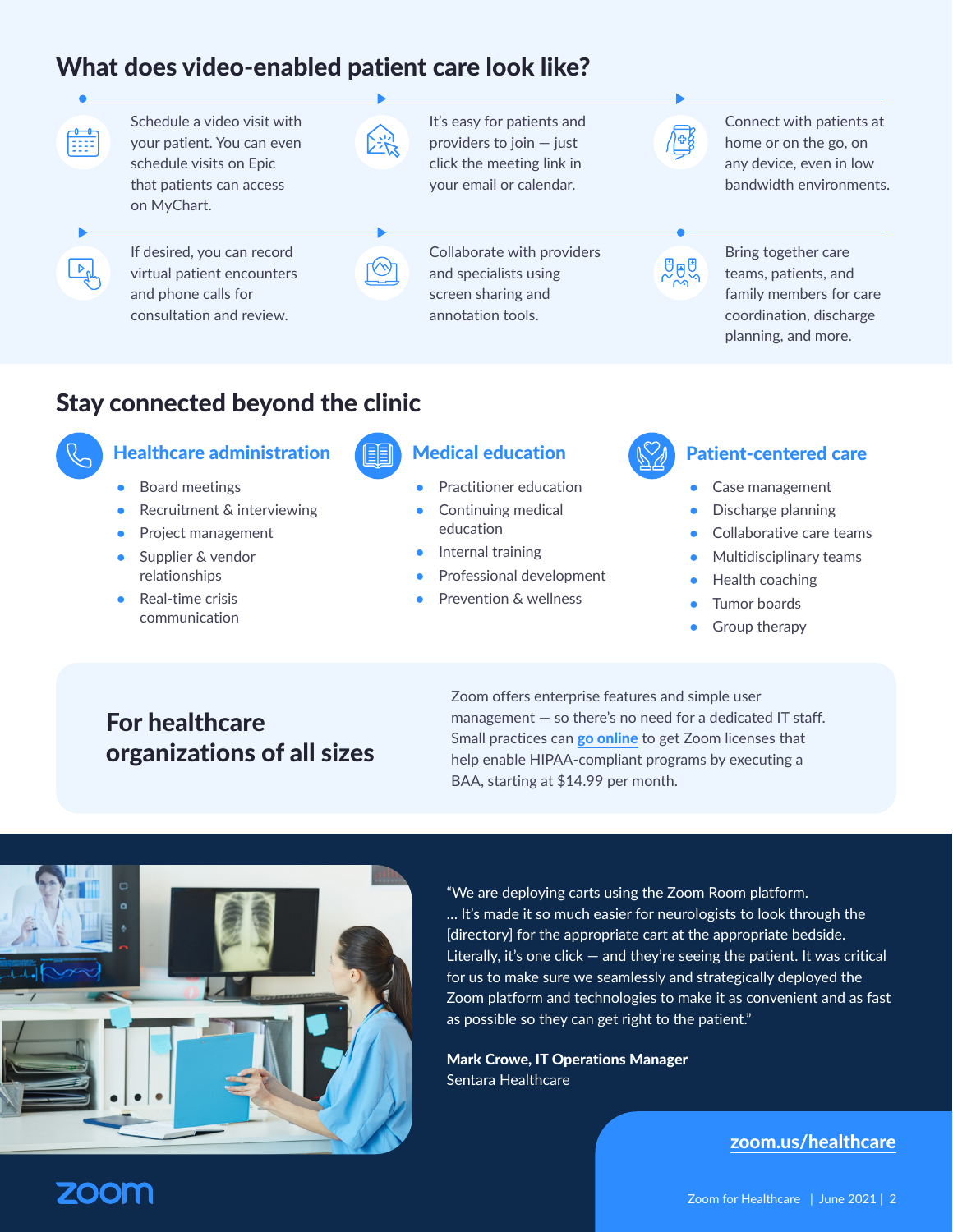## What does video-enabled patient care look like?

Schedule a video visit with your patient. You can even schedule visits on Epic that patients can access on MyChart.

It's easy for patients and providers to join — just click the meeting link in your email or calendar.

Connect with patients at home or on the go, on any device, even in low bandwidth environments.

If desired, you can record virtual patient encounters and phone calls for consultation and review.

Collaborate with providers and specialists using screen sharing and annotation tools.

Bring together care teams, patients, and family members for care coordination, discharge planning, and more.

## Stay connected beyond the clinic

### Healthcare administration

- Board meetings
- Recruitment & interviewing
- Project management
- Supplier & vendor relationships
- Real-time crisis communication

### Medical education

- Practitioner education
- Continuing medical education
- Internal training
- Professional development
- Prevention & wellness

### Patient-centered care

- Case management
- Discharge planning
- Collaborative care teams
- Multidisciplinary teams
- Health coaching
- Tumor boards
- Group therapy

## For healthcare organizations of all sizes

Zoom offers enterprise features and simple user management — so there's no need for a dedicated IT staff. Small practices can go online to get Zoom licenses that help enable HIPAA-compliant programs by executing a BAA, starting at $14.99 per month.

"We are deploying carts using the Zoom Room platform. … It's made it so much easier for neurologists to look through the [directory] for the appropriate cart at the appropriate bedside. Literally, it's one click — and they're seeing the patient. It was critical for us to make sure we seamlessly and strategically deployed the Zoom platform and technologies to make it as convenient and as fast as possible so they can get right to the patient."

**Mark Crowe, IT Operations Manager**
Sentara Healthcare

zoom.us/healthcare

zoom